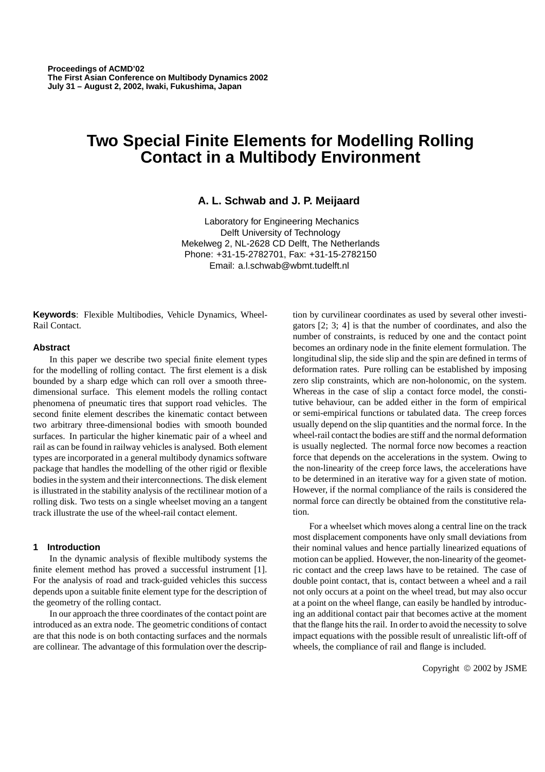**Proceedings of ACMD'02**
**The First Asian Conference on Multibody Dynamics 2002**
**July 31 – August 2, 2002, Iwaki, Fukushima, Japan**

# Two Special Finite Elements for Modelling Rolling Contact in a Multibody Environment

**A. L. Schwab and J. P. Meijaard**

Laboratory for Engineering Mechanics
Delft University of Technology
Mekelweg 2, NL-2628 CD Delft, The Netherlands
Phone: +31-15-2782701, Fax: +31-15-2782150
Email: a.l.schwab@wbmt.tudelft.nl

**Keywords**: Flexible Multibodies, Vehicle Dynamics, Wheel-Rail Contact.

### Abstract

In this paper we describe two special finite element types for the modelling of rolling contact. The first element is a disk bounded by a sharp edge which can roll over a smooth three-dimensional surface. This element models the rolling contact phenomena of pneumatic tires that support road vehicles. The second finite element describes the kinematic contact between two arbitrary three-dimensional bodies with smooth bounded surfaces. In particular the higher kinematic pair of a wheel and rail as can be found in railway vehicles is analysed. Both element types are incorporated in a general multibody dynamics software package that handles the modelling of the other rigid or flexible bodies in the system and their interconnections. The disk element is illustrated in the stability analysis of the rectilinear motion of a rolling disk. Two tests on a single wheelset moving an a tangent track illustrate the use of the wheel-rail contact element.

## 1 Introduction

In the dynamic analysis of flexible multibody systems the finite element method has proved a successful instrument [1]. For the analysis of road and track-guided vehicles this success depends upon a suitable finite element type for the description of the geometry of the rolling contact.

In our approach the three coordinates of the contact point are introduced as an extra node. The geometric conditions of contact are that this node is on both contacting surfaces and the normals are collinear. The advantage of this formulation over the description by curvilinear coordinates as used by several other investigators [2; 3; 4] is that the number of coordinates, and also the number of constraints, is reduced by one and the contact point becomes an ordinary node in the finite element formulation. The longitudinal slip, the side slip and the spin are defined in terms of deformation rates. Pure rolling can be established by imposing zero slip constraints, which are non-holonomic, on the system. Whereas in the case of slip a contact force model, the constitutive behaviour, can be added either in the form of empirical or semi-empirical functions or tabulated data. The creep forces usually depend on the slip quantities and the normal force. In the wheel-rail contact the bodies are stiff and the normal deformation is usually neglected. The normal force now becomes a reaction force that depends on the accelerations in the system. Owing to the non-linearity of the creep force laws, the accelerations have to be determined in an iterative way for a given state of motion. However, if the normal compliance of the rails is considered the normal force can directly be obtained from the constitutive relation.

For a wheelset which moves along a central line on the track most displacement components have only small deviations from their nominal values and hence partially linearized equations of motion can be applied. However, the non-linearity of the geometric contact and the creep laws have to be retained. The case of double point contact, that is, contact between a wheel and a rail not only occurs at a point on the wheel tread, but may also occur at a point on the wheel flange, can easily be handled by introducing an additional contact pair that becomes active at the moment that the flange hits the rail. In order to avoid the necessity to solve impact equations with the possible result of unrealistic lift-off of wheels, the compliance of rail and flange is included.

Copyright © 2002 by JSME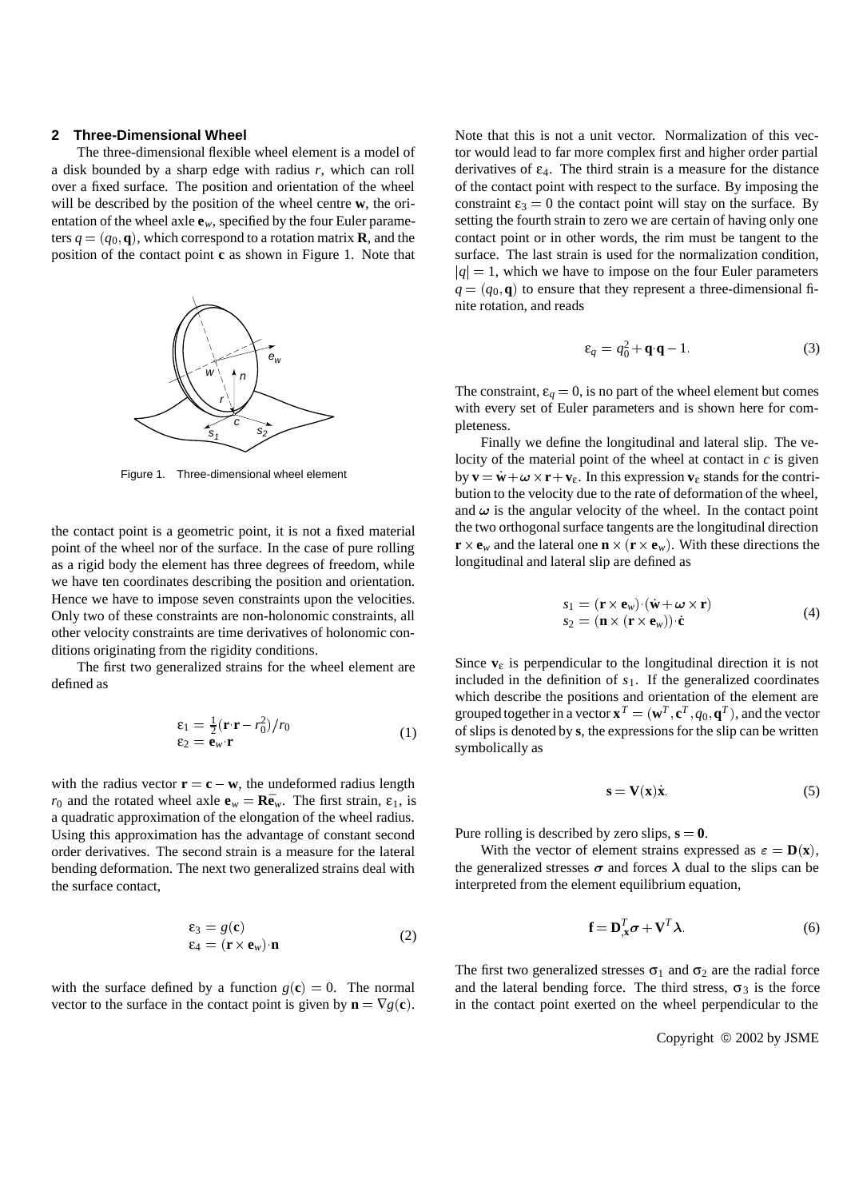## 2 Three-Dimensional Wheel

The three-dimensional flexible wheel element is a model of a disk bounded by a sharp edge with radius $r$, which can roll over a fixed surface. The position and orientation of the wheel will be described by the position of the wheel centre $\mathbf{w}$, the orientation of the wheel axle $\mathbf{e}_w$, specified by the four Euler parameters $q = (q_0, \mathbf{q})$, which correspond to a rotation matrix $\mathbf{R}$, and the position of the contact point $\mathbf{c}$ as shown in Figure 1. Note that the contact point is a geometric point, it is not a fixed material point of the wheel nor of the surface. In the case of pure rolling as a rigid body the element has three degrees of freedom, while we have ten coordinates describing the position and orientation. Hence we have to impose seven constraints upon the velocities. Only two of these constraints are non-holonomic constraints, all other velocity constraints are time derivatives of holonomic conditions originating from the rigidity conditions.

Figure 1. Three-dimensional wheel element

The first two generalized strains for the wheel element are defined as

$$
\begin{aligned}
\varepsilon_1 &= \tfrac{1}{2}(\mathbf{r}\cdot\mathbf{r} - r_0^2)/r_0 \\
\varepsilon_2 &= \mathbf{e}_w\cdot\mathbf{r}
\end{aligned}
\tag{1}
$$

with the radius vector $\mathbf{r} = \mathbf{c} - \mathbf{w}$, the undeformed radius length $r_0$ and the rotated wheel axle $\mathbf{e}_w = \mathbf{R}\bar{\mathbf{e}}_w$. The first strain, $\varepsilon_1$, is a quadratic approximation of the elongation of the wheel radius. Using this approximation has the advantage of constant second order derivatives. The second strain is a measure for the lateral bending deformation. The next two generalized strains deal with the surface contact,

$$
\begin{aligned}
\varepsilon_3 &= g(\mathbf{c}) \\
\varepsilon_4 &= (\mathbf{r}\times\mathbf{e}_w)\cdot\mathbf{n}
\end{aligned}
\tag{2}
$$

with the surface defined by a function $g(\mathbf{c}) = 0$. The normal vector to the surface in the contact point is given by $\mathbf{n} = \nabla g(\mathbf{c})$. Note that this is not a unit vector. Normalization of this vector would lead to far more complex first and higher order partial derivatives of $\varepsilon_4$. The third strain is a measure for the distance of the contact point with respect to the surface. By imposing the constraint $\varepsilon_3 = 0$ the contact point will stay on the surface. By setting the fourth strain to zero we are certain of having only one contact point or in other words, the rim must be tangent to the surface. The last strain is used for the normalization condition, $|q| = 1$, which we have to impose on the four Euler parameters $q = (q_0, \mathbf{q})$ to ensure that they represent a three-dimensional finite rotation, and reads

$$
\varepsilon_q = q_0^2 + \mathbf{q}\cdot\mathbf{q} - 1. \tag{3}
$$

The constraint, $\varepsilon_q = 0$, is no part of the wheel element but comes with every set of Euler parameters and is shown here for completeness.

Finally we define the longitudinal and lateral slip. The velocity of the material point of the wheel at contact in $c$ is given by $\mathbf{v} = \dot{\mathbf{w}} + \boldsymbol{\omega}\times\mathbf{r} + \mathbf{v}_\varepsilon$. In this expression $\mathbf{v}_\varepsilon$ stands for the contribution to the velocity due to the rate of deformation of the wheel, and $\boldsymbol{\omega}$ is the angular velocity of the wheel. In the contact point the two orthogonal surface tangents are the longitudinal direction $\mathbf{r}\times\mathbf{e}_w$ and the lateral one $\mathbf{n}\times(\mathbf{r}\times\mathbf{e}_w)$. With these directions the longitudinal and lateral slip are defined as

$$
\begin{aligned}
s_1 &= (\mathbf{r}\times\mathbf{e}_w)\cdot(\dot{\mathbf{w}} + \boldsymbol{\omega}\times\mathbf{r}) \\
s_2 &= (\mathbf{n}\times(\mathbf{r}\times\mathbf{e}_w))\cdot\dot{\mathbf{c}}
\end{aligned}
\tag{4}
$$

Since $\mathbf{v}_\varepsilon$ is perpendicular to the longitudinal direction it is not included in the definition of $s_1$. If the generalized coordinates which describe the positions and orientation of the element are grouped together in a vector $\mathbf{x}^T = (\mathbf{w}^T, \mathbf{c}^T, q_0, \mathbf{q}^T)$, and the vector of slips is denoted by $\mathbf{s}$, the expressions for the slip can be written symbolically as

$$
\mathbf{s} = \mathbf{V}(\mathbf{x})\dot{\mathbf{x}}. \tag{5}
$$

Pure rolling is described by zero slips, $\mathbf{s} = \mathbf{0}$.

With the vector of element strains expressed as $\varepsilon = \mathbf{D}(\mathbf{x})$, the generalized stresses $\boldsymbol{\sigma}$ and forces $\boldsymbol{\lambda}$ dual to the slips can be interpreted from the element equilibrium equation,

$$
\mathbf{f} = \mathbf{D}_{,x}^T\boldsymbol{\sigma} + \mathbf{V}^T\boldsymbol{\lambda}. \tag{6}
$$

The first two generalized stresses $\sigma_1$ and $\sigma_2$ are the radial force and the lateral bending force. The third stress, $\sigma_3$ is the force in the contact point exerted on the wheel perpendicular to the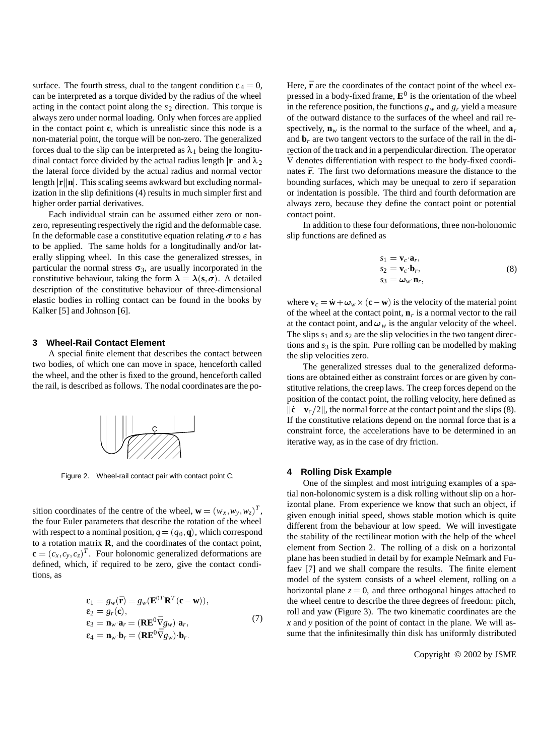surface. The fourth stress, dual to the tangent condition $\varepsilon_4 = 0$, can be interpreted as a torque divided by the radius of the wheel acting in the contact point along the $s_2$ direction. This torque is always zero under normal loading. Only when forces are applied in the contact point $\mathbf{c}$, which is unrealistic since this node is a non-material point, the torque will be non-zero. The generalized forces dual to the slip can be interpreted as $\lambda_1$ being the longitudinal contact force divided by the actual radius length $|\mathbf{r}|$ and $\lambda_2$ the lateral force divided by the actual radius and normal vector length $|\mathbf{r}||\mathbf{n}|$. This scaling seems awkward but excluding normalization in the slip definitions (4) results in much simpler first and higher order partial derivatives.

Each individual strain can be assumed either zero or nonzero, representing respectively the rigid and the deformable case. In the deformable case a constitutive equation relating $\boldsymbol{\sigma}$ to $\varepsilon$ has to be applied. The same holds for a longitudinally and/or laterally slipping wheel. In this case the generalized stresses, in particular the normal stress $\sigma_3$, are usually incorporated in the constitutive behaviour, taking the form $\boldsymbol{\lambda} = \boldsymbol{\lambda}(\mathbf{s}, \boldsymbol{\sigma})$. A detailed description of the constitutive behaviour of three-dimensional elastic bodies in rolling contact can be found in the books by Kalker [5] and Johnson [6].

## 3 Wheel-Rail Contact Element

A special finite element that describes the contact between two bodies, of which one can move in space, henceforth called the wheel, and the other is fixed to the ground, henceforth called the rail, is described as follows. The nodal coordinates are the position coordinates of the centre of the wheel, $\mathbf{w} = (w_x, w_y, w_z)^T$, the four Euler parameters that describe the rotation of the wheel with respect to a nominal position, $q = (q_0, \mathbf{q})$, which correspond to a rotation matrix $\mathbf{R}$, and the coordinates of the contact point, $\mathbf{c} = (c_x, c_y, c_z)^T$. Four holonomic generalized deformations are defined, which, if required to be zero, give the contact conditions, as

Figure 2. Wheel-rail contact pair with contact point C.

$$
\begin{aligned}
\varepsilon_1 &= g_w(\bar{\mathbf{r}}) = g_w(\mathbf{E}^{0T}\mathbf{R}^T(\mathbf{c}-\mathbf{w})), \\
\varepsilon_2 &= g_r(\mathbf{c}), \\
\varepsilon_3 &= \mathbf{n}_w \cdot \mathbf{a}_r = (\mathbf{R}\mathbf{E}^0 \bar{\nabla} g_w) \cdot \mathbf{a}_r, \\
\varepsilon_4 &= \mathbf{n}_w \cdot \mathbf{b}_r = (\mathbf{R}\mathbf{E}^0 \bar{\nabla} g_w) \cdot \mathbf{b}_r.
\end{aligned}
\tag{7}
$$

Here, $\bar{\mathbf{r}}$ are the coordinates of the contact point of the wheel expressed in a body-fixed frame, $\mathbf{E}^0$ is the orientation of the wheel in the reference position, the functions $g_w$ and $g_r$ yield a measure of the outward distance to the surfaces of the wheel and rail respectively, $\mathbf{n}_w$ is the normal to the surface of the wheel, and $\mathbf{a}_r$ and $\mathbf{b}_r$ are two tangent vectors to the surface of the rail in the direction of the track and in a perpendicular direction. The operator $\bar{\nabla}$ denotes differentiation with respect to the body-fixed coordinates $\bar{\mathbf{r}}$. The first two deformations measure the distance to the bounding surfaces, which may be unequal to zero if separation or indentation is possible. The third and fourth deformation are always zero, because they define the contact point or potential contact point.

In addition to these four deformations, three non-holonomic slip functions are defined as

$$
\begin{aligned}
s_1 &= \mathbf{v}_c \cdot \mathbf{a}_r, \\
s_2 &= \mathbf{v}_c \cdot \mathbf{b}_r, \\
s_3 &= \boldsymbol{\omega}_w \cdot \mathbf{n}_r,
\end{aligned}
\tag{8}
$$

where $\mathbf{v}_c = \dot{\mathbf{w}} + \boldsymbol{\omega}_w \times (\mathbf{c} - \mathbf{w})$ is the velocity of the material point of the wheel at the contact point, $\mathbf{n}_r$ is a normal vector to the rail at the contact point, and $\boldsymbol{\omega}_w$ is the angular velocity of the wheel. The slips $s_1$ and $s_2$ are the slip velocities in the two tangent directions and $s_3$ is the spin. Pure rolling can be modelled by making the slip velocities zero.

The generalized stresses dual to the generalized deformations are obtained either as constraint forces or are given by constitutive relations, the creep laws. The creep forces depend on the position of the contact point, the rolling velocity, here defined as $||\dot{\mathbf{c}} - \mathbf{v}_c/2||$, the normal force at the contact point and the slips (8). If the constitutive relations depend on the normal force that is a constraint force, the accelerations have to be determined in an iterative way, as in the case of dry friction.

## 4 Rolling Disk Example

One of the simplest and most intriguing examples of a spatial non-holonomic system is a disk rolling without slip on a horizontal plane. From experience we know that such an object, if given enough initial speed, shows stable motion which is quite different from the behaviour at low speed. We will investigate the stability of the rectilinear motion with the help of the wheel element from Section 2. The rolling of a disk on a horizontal plane has been studied in detail by for example Neĭmark and Fufaev [7] and we shall compare the results. The finite element model of the system consists of a wheel element, rolling on a horizontal plane $z = 0$, and three orthogonal hinges attached to the wheel centre to describe the three degrees of freedom: pitch, roll and yaw (Figure 3). The two kinematic coordinates are the $x$ and $y$ position of the point of contact in the plane. We will assume that the infinitesimally thin disk has uniformly distributed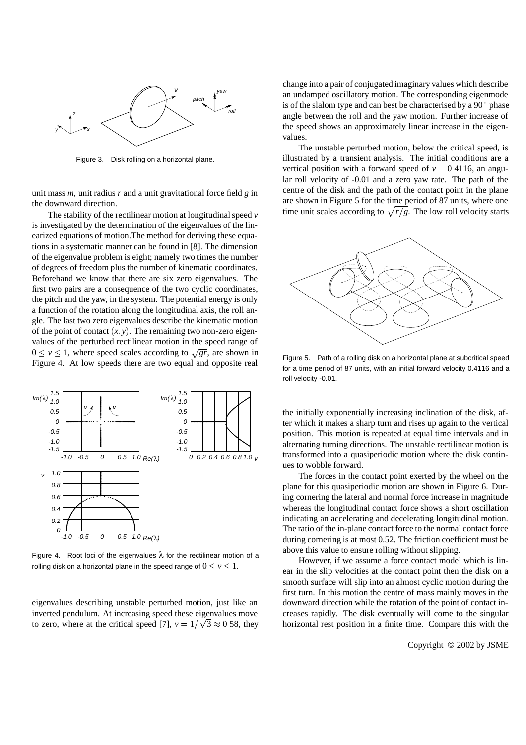Figure 3. Disk rolling on a horizontal plane.

unit mass $m$, unit radius $r$ and a unit gravitational force field $g$ in the downward direction.

The stability of the rectilinear motion at longitudinal speed $v$ is investigated by the determination of the eigenvalues of the linearized equations of motion.The method for deriving these equations in a systematic manner can be found in [8]. The dimension of the eigenvalue problem is eight; namely two times the number of degrees of freedom plus the number of kinematic coordinates. Beforehand we know that there are six zero eigenvalues. The first two pairs are a consequence of the two cyclic coordinates, the pitch and the yaw, in the system. The potential energy is only a function of the rotation along the longitudinal axis, the roll angle. The last two zero eigenvalues describe the kinematic motion of the point of contact $(x, y)$. The remaining two non-zero eigenvalues of the perturbed rectilinear motion in the speed range of $0 \leq v \leq 1$, where speed scales according to $\sqrt{gr}$, are shown in Figure 4. At low speeds there are two equal and opposite real eigenvalues describing unstable perturbed motion, just like an inverted pendulum. At increasing speed these eigenvalues move to zero, where at the critical speed [7], $v = 1/\sqrt{3} \approx 0.58$, they change into a pair of conjugated imaginary values which describe an undamped oscillatory motion. The corresponding eigenmode is of the slalom type and can best be characterised by a $90°$ phase angle between the roll and the yaw motion. Further increase of the speed shows an approximately linear increase in the eigenvalues.

Figure 4. Root loci of the eigenvalues $\lambda$ for the rectilinear motion of a rolling disk on a horizontal plane in the speed range of $0 \leq v \leq 1$.

The unstable perturbed motion, below the critical speed, is illustrated by a transient analysis. The initial conditions are a vertical position with a forward speed of $v = 0.4116$, an angular roll velocity of -0.01 and a zero yaw rate. The path of the centre of the disk and the path of the contact point in the plane are shown in Figure 5 for the time period of 87 units, where one time unit scales according to $\sqrt{r/g}$. The low roll velocity starts the initially exponentially increasing inclination of the disk, after which it makes a sharp turn and rises up again to the vertical position. This motion is repeated at equal time intervals and in alternating turning directions. The unstable rectilinear motion is transformed into a quasiperiodic motion where the disk continues to wobble forward.

Figure 5. Path of a rolling disk on a horizontal plane at subcritical speed for a time period of 87 units, with an initial forward velocity 0.4116 and a roll velocity -0.01.

The forces in the contact point exerted by the wheel on the plane for this quasiperiodic motion are shown in Figure 6. During cornering the lateral and normal force increase in magnitude whereas the longitudinal contact force shows a short oscillation indicating an accelerating and decelerating longitudinal motion. The ratio of the in-plane contact force to the normal contact force during cornering is at most 0.52. The friction coefficient must be above this value to ensure rolling without slipping.

However, if we assume a force contact model which is linear in the slip velocities at the contact point then the disk on a smooth surface will slip into an almost cyclic motion during the first turn. In this motion the centre of mass mainly moves in the downward direction while the rotation of the point of contact increases rapidly. The disk eventually will come to the singular horizontal rest position in a finite time. Compare this with the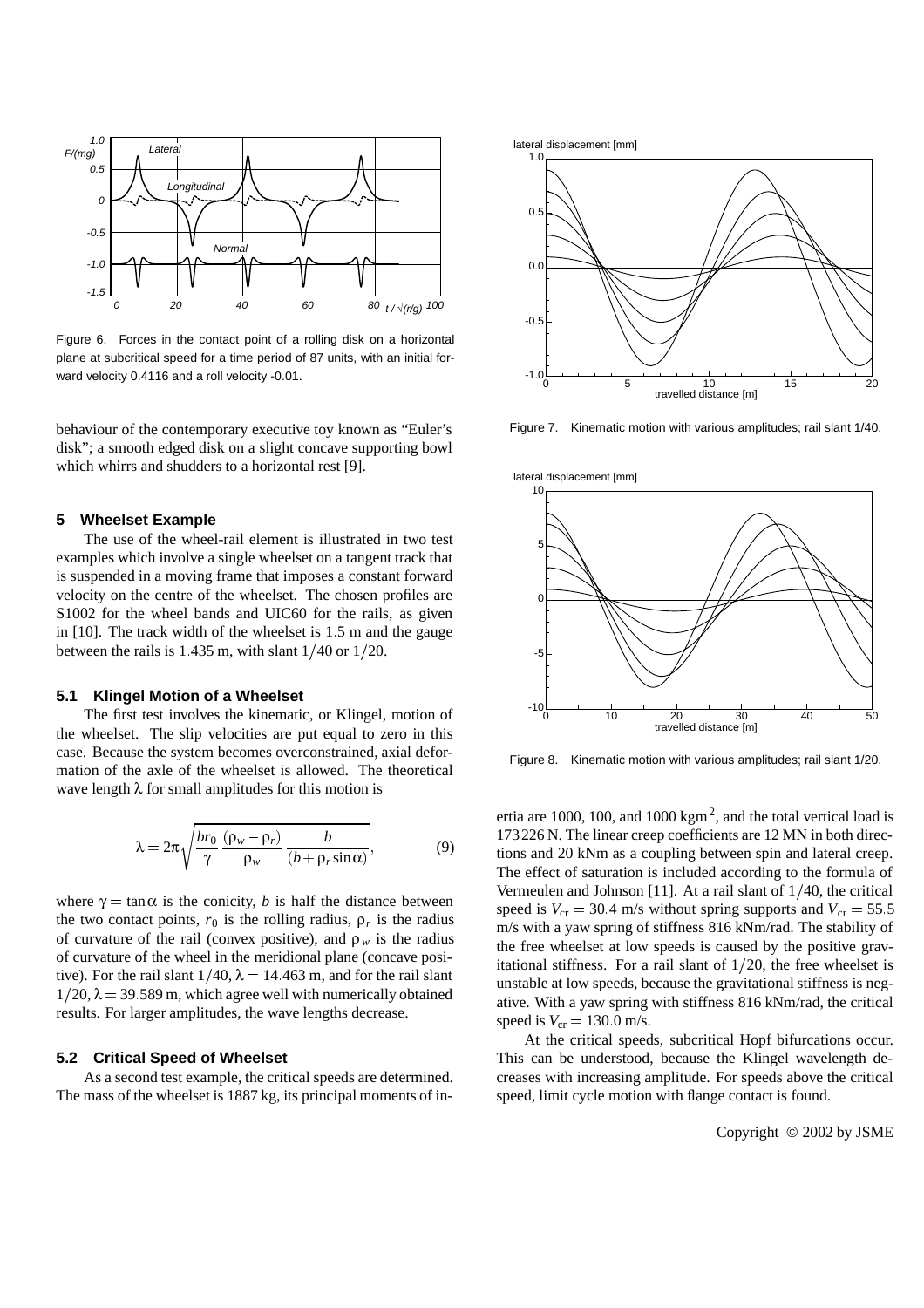Figure 6. Forces in the contact point of a rolling disk on a horizontal plane at subcritical speed for a time period of 87 units, with an initial forward velocity 0.4116 and a roll velocity -0.01.

behaviour of the contemporary executive toy known as "Euler's disk"; a smooth edged disk on a slight concave supporting bowl which whirrs and shudders to a horizontal rest [9].

## 5 Wheelset Example

The use of the wheel-rail element is illustrated in two test examples which involve a single wheelset on a tangent track that is suspended in a moving frame that imposes a constant forward velocity on the centre of the wheelset. The chosen profiles are S1002 for the wheel bands and UIC60 for the rails, as given in [10]. The track width of the wheelset is 1.5 m and the gauge between the rails is 1.435 m, with slant $1/40$ or $1/20$.

### 5.1 Klingel Motion of a Wheelset

The first test involves the kinematic, or Klingel, motion of the wheelset. The slip velocities are put equal to zero in this case. Because the system becomes overconstrained, axial deformation of the axle of the wheelset is allowed. The theoretical wave length $\lambda$ for small amplitudes for this motion is

$$\lambda = 2\pi\sqrt{\frac{br_0}{\gamma}\,\frac{(\rho_w-\rho_r)}{\rho_w}\,\frac{b}{(b+\rho_r\sin\alpha)}}, \tag{9}$$

where $\gamma = \tan\alpha$ is the conicity, $b$ is half the distance between the two contact points, $r_0$ is the rolling radius, $\rho_r$ is the radius of curvature of the rail (convex positive), and $\rho_w$ is the radius of curvature of the wheel in the meridional plane (concave positive). For the rail slant $1/40$, $\lambda = 14.463$ m, and for the rail slant $1/20$, $\lambda = 39.589$ m, which agree well with numerically obtained results. For larger amplitudes, the wave lengths decrease.

### 5.2 Critical Speed of Wheelset

As a second test example, the critical speeds are determined. The mass of the wheelset is 1887 kg, its principal moments of inertia are 1000, 100, and 1000 kgm$^2$, and the total vertical load is 173 226 N. The linear creep coefficients are 12 MN in both directions and 20 kNm as a coupling between spin and lateral creep. The effect of saturation is included according to the formula of Vermeulen and Johnson [11]. At a rail slant of $1/40$, the critical speed is $V_{\mathrm{cr}} = 30.4$ m/s without spring supports and $V_{\mathrm{cr}} = 55.5$ m/s with a yaw spring of stiffness 816 kNm/rad. The stability of the free wheelset at low speeds is caused by the positive gravitational stiffness. For a rail slant of $1/20$, the free wheelset is unstable at low speeds, because the gravitational stiffness is negative. With a yaw spring with stiffness 816 kNm/rad, the critical speed is $V_{\mathrm{cr}} = 130.0$ m/s.

At the critical speeds, subcritical Hopf bifurcations occur. This can be understood, because the Klingel wavelength decreases with increasing amplitude. For speeds above the critical speed, limit cycle motion with flange contact is found.

Figure 7. Kinematic motion with various amplitudes; rail slant 1/40.

Figure 8. Kinematic motion with various amplitudes; rail slant 1/20.

Copyright © 2002 by JSME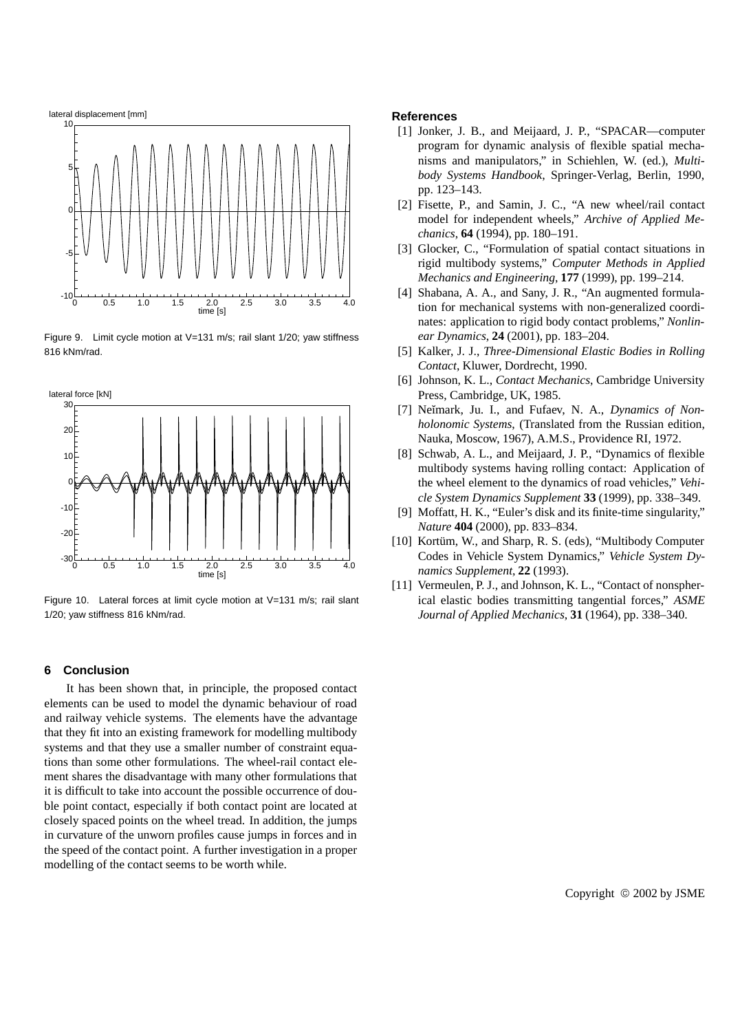lateral displacement [mm]

10
5
0
-5
-10

0 0.5 1.0 1.5 2.0 2.5 3.0 3.5 4.0

time [s]

Figure 9. Limit cycle motion at V=131 m/s; rail slant 1/20; yaw stiffness 816 kNm/rad.

lateral force [kN]

30
20
10
0
-10
-20
-30

0 0.5 1.0 1.5 2.0 2.5 3.0 3.5 4.0

time [s]

Figure 10. Lateral forces at limit cycle motion at V=131 m/s; rail slant 1/20; yaw stiffness 816 kNm/rad.

## 6 Conclusion

It has been shown that, in principle, the proposed contact elements can be used to model the dynamic behaviour of road and railway vehicle systems. The elements have the advantage that they fit into an existing framework for modelling multibody systems and that they use a smaller number of constraint equations than some other formulations. The wheel-rail contact element shares the disadvantage with many other formulations that it is difficult to take into account the possible occurrence of double point contact, especially if both contact point are located at closely spaced points on the wheel tread. In addition, the jumps in curvature of the unworn profiles cause jumps in forces and in the speed of the contact point. A further investigation in a proper modelling of the contact seems to be worth while.

## References

[1] Jonker, J. B., and Meijaard, J. P., "SPACAR—computer program for dynamic analysis of flexible spatial mechanisms and manipulators," in Schiehlen, W. (ed.), *Multibody Systems Handbook*, Springer-Verlag, Berlin, 1990, pp. 123–143.

[2] Fisette, P., and Samin, J. C., "A new wheel/rail contact model for independent wheels," *Archive of Applied Mechanics*, **64** (1994), pp. 180–191.

[3] Glocker, C., "Formulation of spatial contact situations in rigid multibody systems," *Computer Methods in Applied Mechanics and Engineering*, **177** (1999), pp. 199–214.

[4] Shabana, A. A., and Sany, J. R., "An augmented formulation for mechanical systems with non-generalized coordinates: application to rigid body contact problems," *Nonlinear Dynamics*, **24** (2001), pp. 183–204.

[5] Kalker, J. J., *Three-Dimensional Elastic Bodies in Rolling Contact*, Kluwer, Dordrecht, 1990.

[6] Johnson, K. L., *Contact Mechanics*, Cambridge University Press, Cambridge, UK, 1985.

[7] Neĭmark, Ju. I., and Fufaev, N. A., *Dynamics of Nonholonomic Systems*, (Translated from the Russian edition, Nauka, Moscow, 1967), A.M.S., Providence RI, 1972.

[8] Schwab, A. L., and Meijaard, J. P., "Dynamics of flexible multibody systems having rolling contact: Application of the wheel element to the dynamics of road vehicles," *Vehicle System Dynamics Supplement* **33** (1999), pp. 338–349.

[9] Moffatt, H. K., "Euler's disk and its finite-time singularity," *Nature* **404** (2000), pp. 833–834.

[10] Kortüm, W., and Sharp, R. S. (eds), "Multibody Computer Codes in Vehicle System Dynamics," *Vehicle System Dynamics Supplement*, **22** (1993).

[11] Vermeulen, P. J., and Johnson, K. L., "Contact of nonspherical elastic bodies transmitting tangential forces," *ASME Journal of Applied Mechanics*, **31** (1964), pp. 338–340.

Copyright © 2002 by JSME